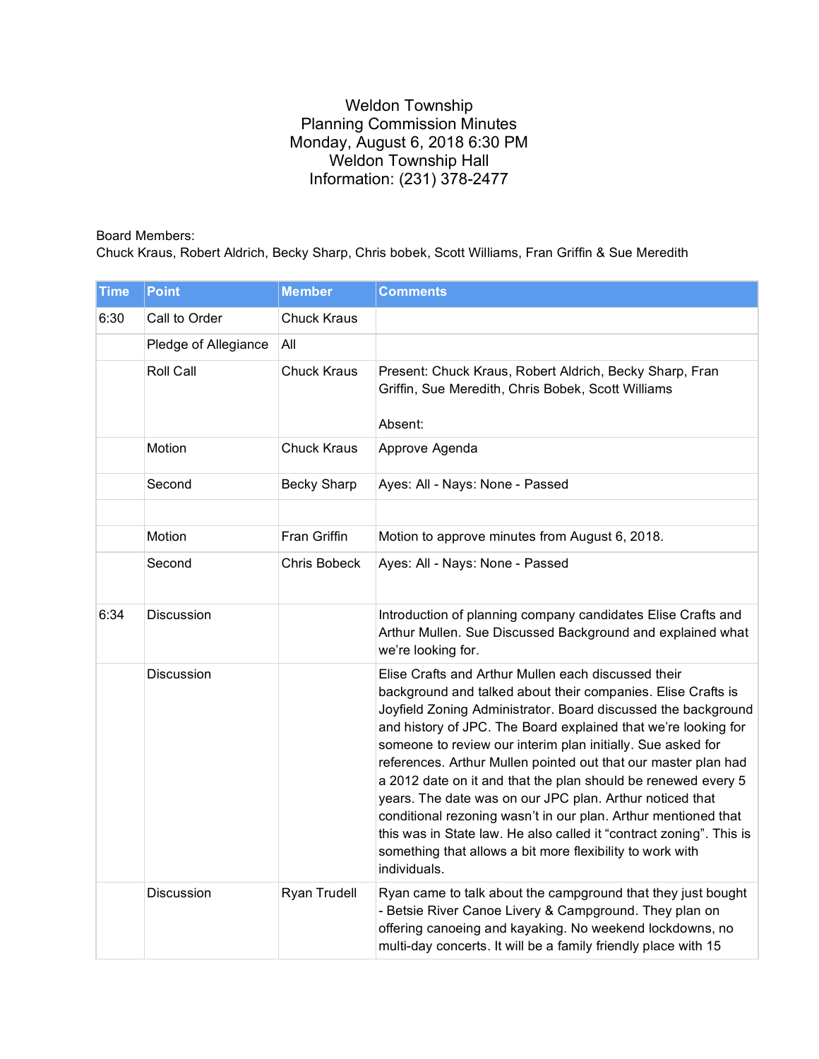# Weldon Township
## Planning Commission Minutes
Monday, August 6, 2018 6:30 PM
Weldon Township Hall
Information: (231) 378-2477

Board Members:
Chuck Kraus, Robert Aldrich, Becky Sharp, Chris bobek, Scott Williams, Fran Griffin & Sue Meredith

| Time | Point | Member | Comments |
|---|---|---|---|
| 6:30 | Call to Order | Chuck Kraus | |
| | Pledge of Allegiance | All | |
| | Roll Call | Chuck Kraus | Present: Chuck Kraus, Robert Aldrich, Becky Sharp, Fran Griffin, Sue Meredith, Chris Bobek, Scott Williams<br><br>Absent: |
| | Motion | Chuck Kraus | Approve Agenda |
| | Second | Becky Sharp | Ayes: All - Nays: None - Passed |
| | | | |
| | Motion | Fran Griffin | Motion to approve minutes from August 6, 2018. |
| | Second | Chris Bobeck | Ayes: All - Nays: None - Passed |
| 6:34 | Discussion | | Introduction of planning company candidates Elise Crafts and Arthur Mullen. Sue Discussed Background and explained what we're looking for. |
| | Discussion | | Elise Crafts and Arthur Mullen each discussed their background and talked about their companies. Elise Crafts is Joyfield Zoning Administrator. Board discussed the background and history of JPC. The Board explained that we're looking for someone to review our interim plan initially. Sue asked for references. Arthur Mullen pointed out that our master plan had a 2012 date on it and that the plan should be renewed every 5 years. The date was on our JPC plan. Arthur noticed that conditional rezoning wasn't in our plan. Arthur mentioned that this was in State law. He also called it "contract zoning". This is something that allows a bit more flexibility to work with individuals. |
| | Discussion | Ryan Trudell | Ryan came to talk about the campground that they just bought - Betsie River Canoe Livery & Campground. They plan on offering canoeing and kayaking. No weekend lockdowns, no multi-day concerts. It will be a family friendly place with 15 |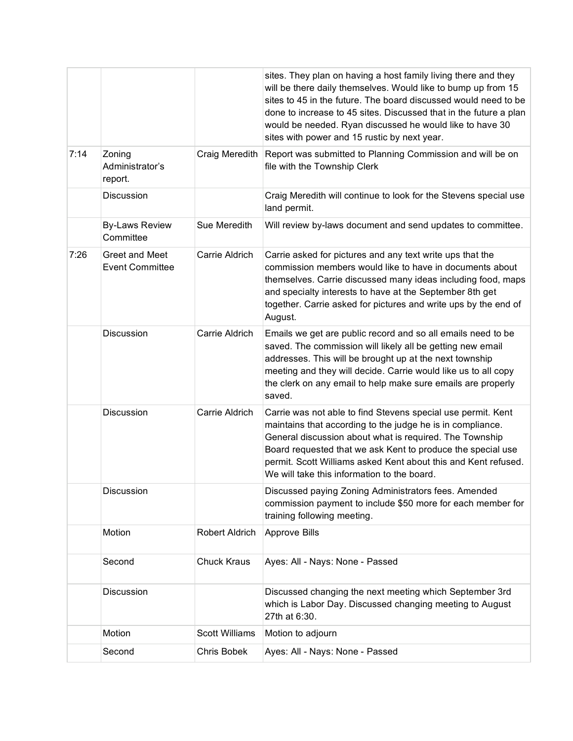| | | | |
|---|---|---|---|
| | | | sites. They plan on having a host family living there and they will be there daily themselves. Would like to bump up from 15 sites to 45 in the future. The board discussed would need to be done to increase to 45 sites. Discussed that in the future a plan would be needed. Ryan discussed he would like to have 30 sites with power and 15 rustic by next year. |
| 7:14 | Zoning Administrator's report. | Craig Meredith | Report was submitted to Planning Commission and will be on file with the Township Clerk |
| | Discussion | | Craig Meredith will continue to look for the Stevens special use land permit. |
| | By-Laws Review Committee | Sue Meredith | Will review by-laws document and send updates to committee. |
| 7:26 | Greet and Meet Event Committee | Carrie Aldrich | Carrie asked for pictures and any text write ups that the commission members would like to have in documents about themselves. Carrie discussed many ideas including food, maps and specialty interests to have at the September 8th get together. Carrie asked for pictures and write ups by the end of August. |
| | Discussion | Carrie Aldrich | Emails we get are public record and so all emails need to be saved. The commission will likely all be getting new email addresses. This will be brought up at the next township meeting and they will decide. Carrie would like us to all copy the clerk on any email to help make sure emails are properly saved. |
| | Discussion | Carrie Aldrich | Carrie was not able to find Stevens special use permit. Kent maintains that according to the judge he is in compliance. General discussion about what is required. The Township Board requested that we ask Kent to produce the special use permit. Scott Williams asked Kent about this and Kent refused. We will take this information to the board. |
| | Discussion | | Discussed paying Zoning Administrators fees. Amended commission payment to include $50 more for each member for training following meeting. |
| | Motion | Robert Aldrich | Approve Bills |
| | Second | Chuck Kraus | Ayes: All - Nays: None - Passed |
| | Discussion | | Discussed changing the next meeting which September 3rd which is Labor Day. Discussed changing meeting to August 27th at 6:30. |
| | Motion | Scott Williams | Motion to adjourn |
| | Second | Chris Bobek | Ayes: All - Nays: None - Passed |